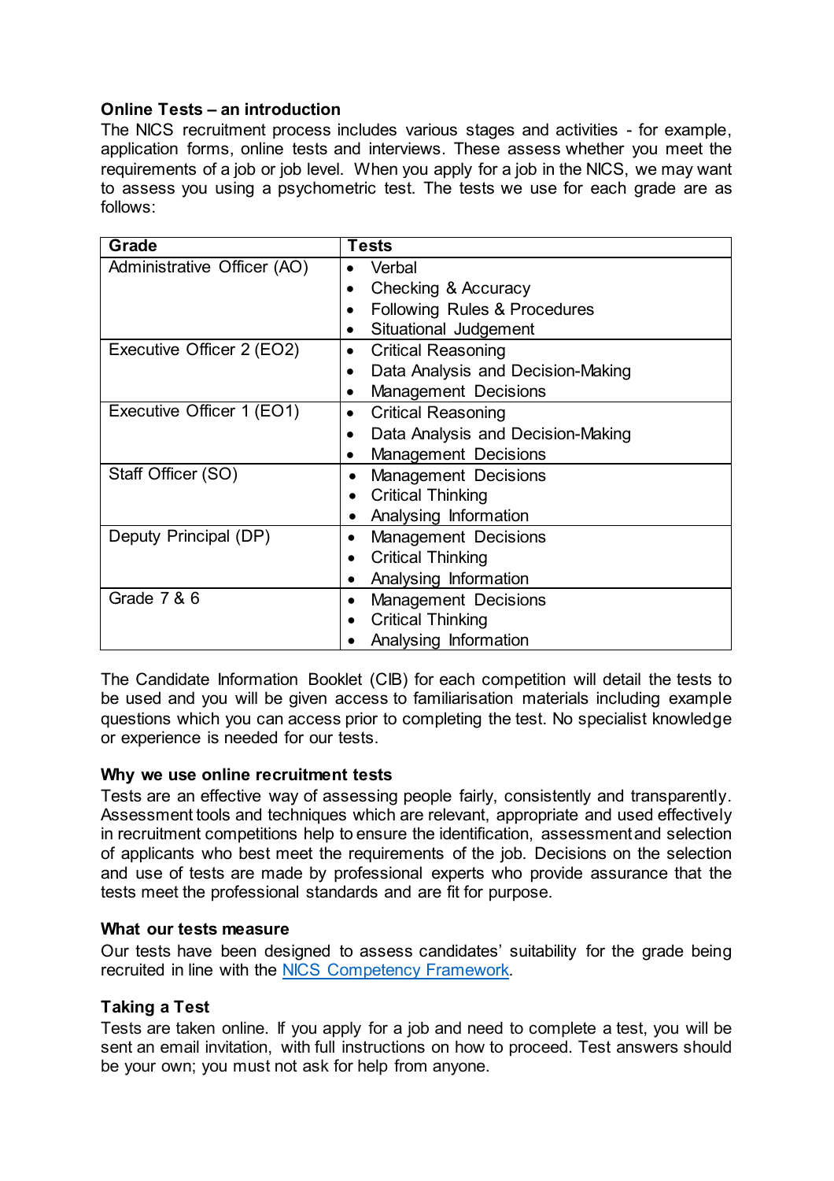## Online Tests – an introduction

The NICS recruitment process includes various stages and activities - for example, application forms, online tests and interviews. These assess whether you meet the requirements of a job or job level. When you apply for a job in the NICS, we may want to assess you using a psychometric test. The tests we use for each grade are as follows:

| Grade | Tests |
|---|---|
| Administrative Officer (AO) | • Verbal<br>• Checking & Accuracy<br>• Following Rules & Procedures<br>• Situational Judgement |
| Executive Officer 2 (EO2) | • Critical Reasoning<br>• Data Analysis and Decision-Making<br>• Management Decisions |
| Executive Officer 1 (EO1) | • Critical Reasoning<br>• Data Analysis and Decision-Making<br>• Management Decisions |
| Staff Officer (SO) | • Management Decisions<br>• Critical Thinking<br>• Analysing Information |
| Deputy Principal (DP) | • Management Decisions<br>• Critical Thinking<br>• Analysing Information |
| Grade 7 & 6 | • Management Decisions<br>• Critical Thinking<br>• Analysing Information |

The Candidate Information Booklet (CIB) for each competition will detail the tests to be used and you will be given access to familiarisation materials including example questions which you can access prior to completing the test. No specialist knowledge or experience is needed for our tests.

### Why we use online recruitment tests

Tests are an effective way of assessing people fairly, consistently and transparently. Assessment tools and techniques which are relevant, appropriate and used effectively in recruitment competitions help to ensure the identification, assessment and selection of applicants who best meet the requirements of the job. Decisions on the selection and use of tests are made by professional experts who provide assurance that the tests meet the professional standards and are fit for purpose.

### What our tests measure

Our tests have been designed to assess candidates' suitability for the grade being recruited in line with the NICS Competency Framework.

### Taking a Test

Tests are taken online. If you apply for a job and need to complete a test, you will be sent an email invitation, with full instructions on how to proceed. Test answers should be your own; you must not ask for help from anyone.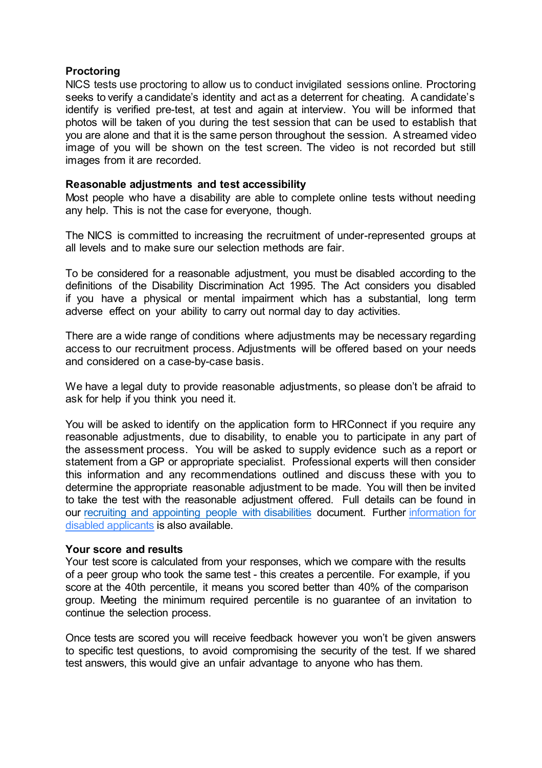**Proctoring**

NICS tests use proctoring to allow us to conduct invigilated sessions online. Proctoring seeks to verify a candidate's identity and act as a deterrent for cheating. A candidate's identify is verified pre-test, at test and again at interview. You will be informed that photos will be taken of you during the test session that can be used to establish that you are alone and that it is the same person throughout the session. A streamed video image of you will be shown on the test screen. The video is not recorded but still images from it are recorded.

**Reasonable adjustments and test accessibility**

Most people who have a disability are able to complete online tests without needing any help. This is not the case for everyone, though.

The NICS is committed to increasing the recruitment of under-represented groups at all levels and to make sure our selection methods are fair.

To be considered for a reasonable adjustment, you must be disabled according to the definitions of the Disability Discrimination Act 1995. The Act considers you disabled if you have a physical or mental impairment which has a substantial, long term adverse effect on your ability to carry out normal day to day activities.

There are a wide range of conditions where adjustments may be necessary regarding access to our recruitment process. Adjustments will be offered based on your needs and considered on a case-by-case basis.

We have a legal duty to provide reasonable adjustments, so please don't be afraid to ask for help if you think you need it.

You will be asked to identify on the application form to HRConnect if you require any reasonable adjustments, due to disability, to enable you to participate in any part of the assessment process. You will be asked to supply evidence such as a report or statement from a GP or appropriate specialist. Professional experts will then consider this information and any recommendations outlined and discuss these with you to determine the appropriate reasonable adjustment to be made. You will then be invited to take the test with the reasonable adjustment offered. Full details can be found in our recruiting and appointing people with disabilities document. Further information for disabled applicants is also available.

**Your score and results**

Your test score is calculated from your responses, which we compare with the results of a peer group who took the same test - this creates a percentile. For example, if you score at the 40th percentile, it means you scored better than 40% of the comparison group. Meeting the minimum required percentile is no guarantee of an invitation to continue the selection process.

Once tests are scored you will receive feedback however you won't be given answers to specific test questions, to avoid compromising the security of the test. If we shared test answers, this would give an unfair advantage to anyone who has them.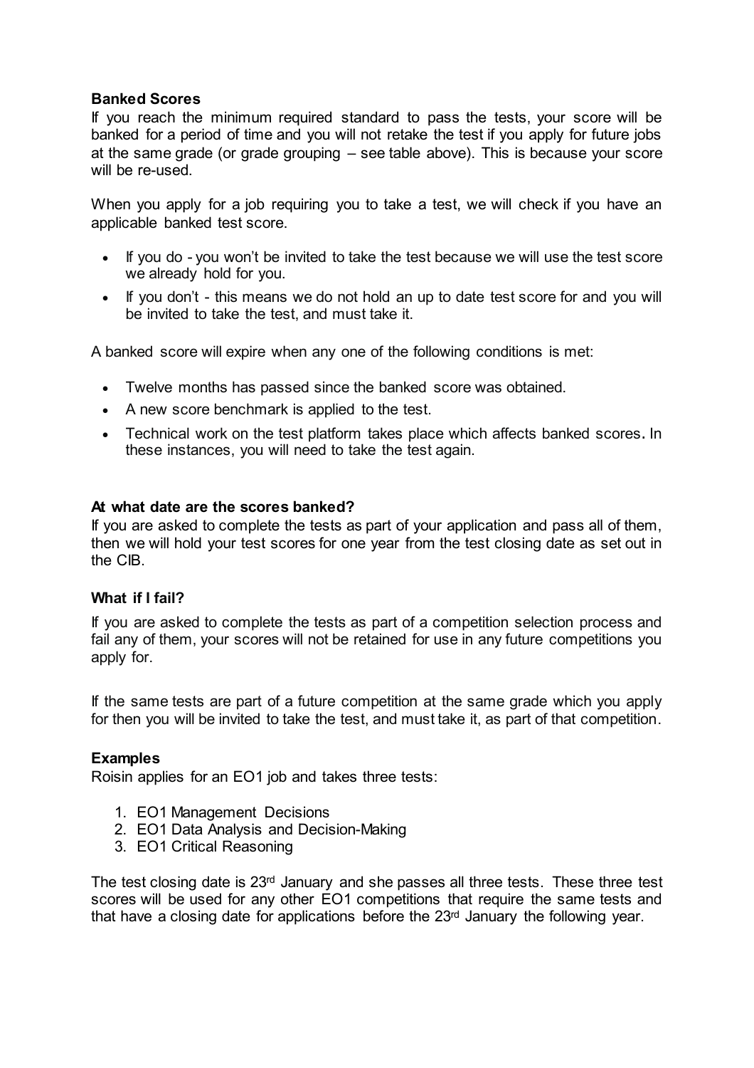**Banked Scores**

If you reach the minimum required standard to pass the tests, your score will be banked for a period of time and you will not retake the test if you apply for future jobs at the same grade (or grade grouping – see table above). This is because your score will be re-used.

When you apply for a job requiring you to take a test, we will check if you have an applicable banked test score.

- If you do - you won't be invited to take the test because we will use the test score we already hold for you.
- If you don't - this means we do not hold an up to date test score for and you will be invited to take the test, and must take it.

A banked score will expire when any one of the following conditions is met:

- Twelve months has passed since the banked score was obtained.
- A new score benchmark is applied to the test.
- Technical work on the test platform takes place which affects banked scores**.** In these instances, you will need to take the test again.

**At what date are the scores banked?**

If you are asked to complete the tests as part of your application and pass all of them, then we will hold your test scores for one year from the test closing date as set out in the CIB.

**What if I fail?**

If you are asked to complete the tests as part of a competition selection process and fail any of them, your scores will not be retained for use in any future competitions you apply for.

If the same tests are part of a future competition at the same grade which you apply for then you will be invited to take the test, and must take it, as part of that competition.

**Examples**

Roisin applies for an EO1 job and takes three tests:

1. EO1 Management Decisions
2. EO1 Data Analysis and Decision-Making
3. EO1 Critical Reasoning

The test closing date is 23rd January and she passes all three tests. These three test scores will be used for any other EO1 competitions that require the same tests and that have a closing date for applications before the 23rd January the following year.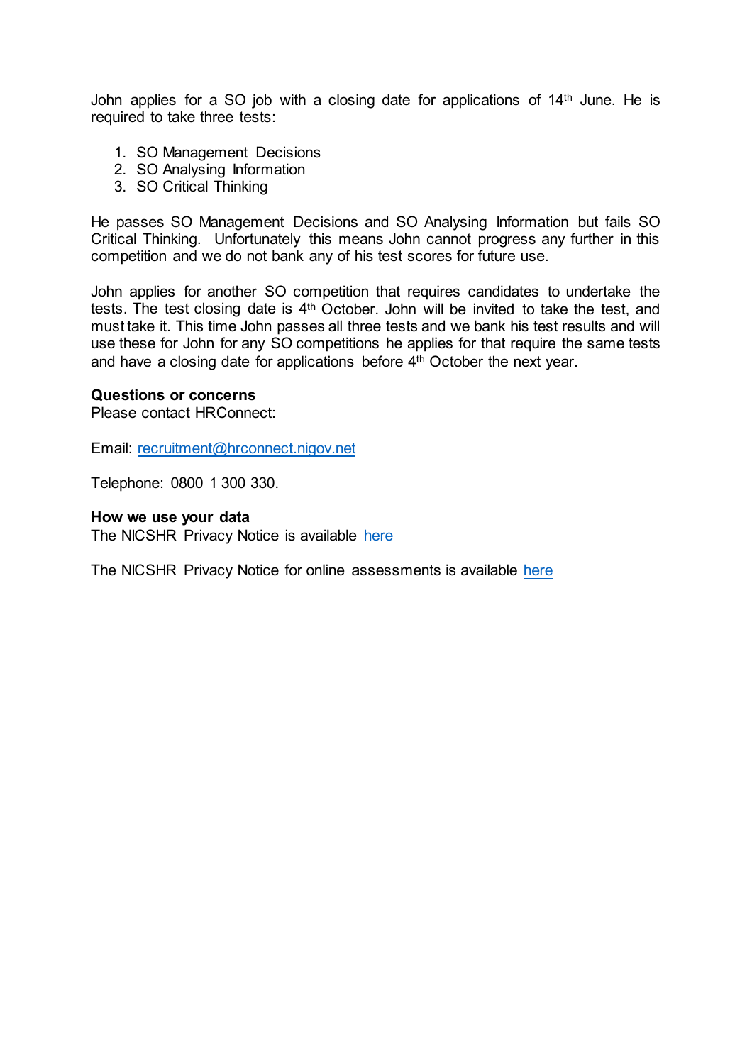John applies for a SO job with a closing date for applications of 14th June. He is required to take three tests:

1. SO Management Decisions
2. SO Analysing Information
3. SO Critical Thinking

He passes SO Management Decisions and SO Analysing Information but fails SO Critical Thinking. Unfortunately this means John cannot progress any further in this competition and we do not bank any of his test scores for future use.

John applies for another SO competition that requires candidates to undertake the tests. The test closing date is 4th October. John will be invited to take the test, and must take it. This time John passes all three tests and we bank his test results and will use these for John for any SO competitions he applies for that require the same tests and have a closing date for applications before 4th October the next year.

**Questions or concerns**
Please contact HRConnect:

Email: recruitment@hrconnect.nigov.net

Telephone: 0800 1 300 330.

**How we use your data**
The NICSHR Privacy Notice is available here

The NICSHR Privacy Notice for online assessments is available here